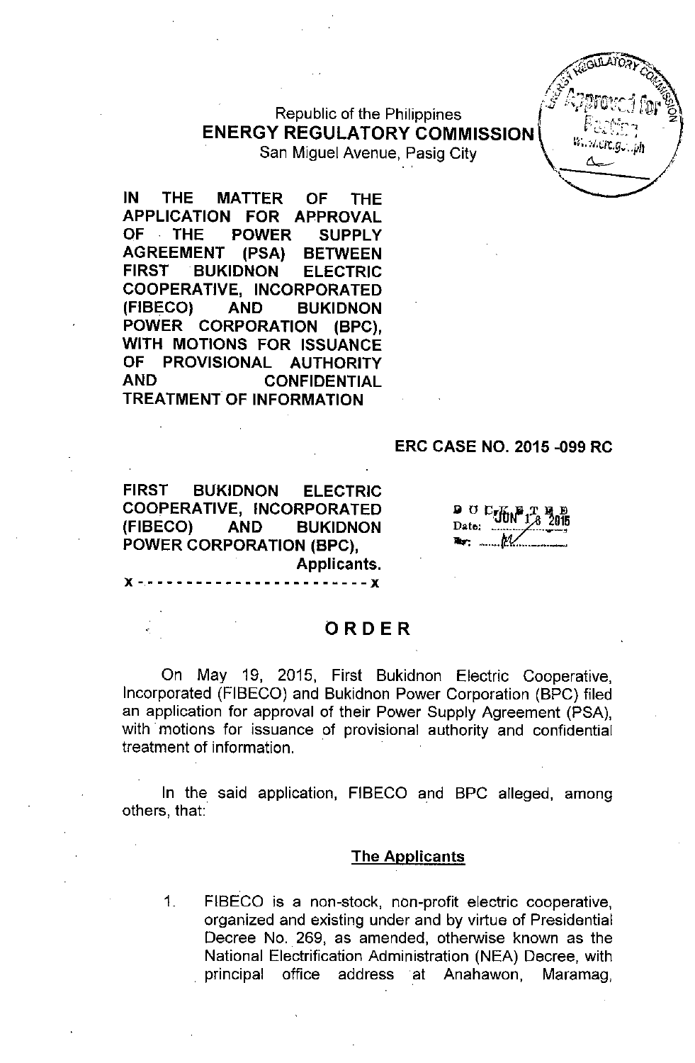Republic of the Philippines
**ENERGY REGULATORY COMMISSION**
San Miguel Avenue, Pasig City

**IN THE MATTER OF THE APPLICATION FOR APPROVAL OF THE POWER SUPPLY AGREEMENT (PSA) BETWEEN FIRST BUKIDNON ELECTRIC COOPERATIVE, INCORPORATED (FIBECO) AND BUKIDNON POWER CORPORATION (BPC), WITH MOTIONS FOR ISSUANCE OF PROVISIONAL AUTHORITY AND CONFIDENTIAL TREATMENT OF INFORMATION**

**ERC CASE NO. 2015 -099 RC**

**FIRST BUKIDNON ELECTRIC COOPERATIVE, INCORPORATED (FIBECO) AND BUKIDNON POWER CORPORATION (BPC),**
**Applicants.**
x - - - - - - - - - - - - - - - - - - - - - - - x

DOCKETED
Date: JUN 18 2015

# ORDER

On May 19, 2015, First Bukidnon Electric Cooperative, Incorporated (FIBECO) and Bukidnon Power Corporation (BPC) filed an application for approval of their Power Supply Agreement (PSA), with motions for issuance of provisional authority and confidential treatment of information.

In the said application, FIBECO and BPC alleged, among others, that:

## The Applicants

1. FIBECO is a non-stock, non-profit electric cooperative, organized and existing under and by virtue of Presidential Decree No. 269, as amended, otherwise known as the National Electrification Administration (NEA) Decree, with principal office address at Anahawon, Maramag,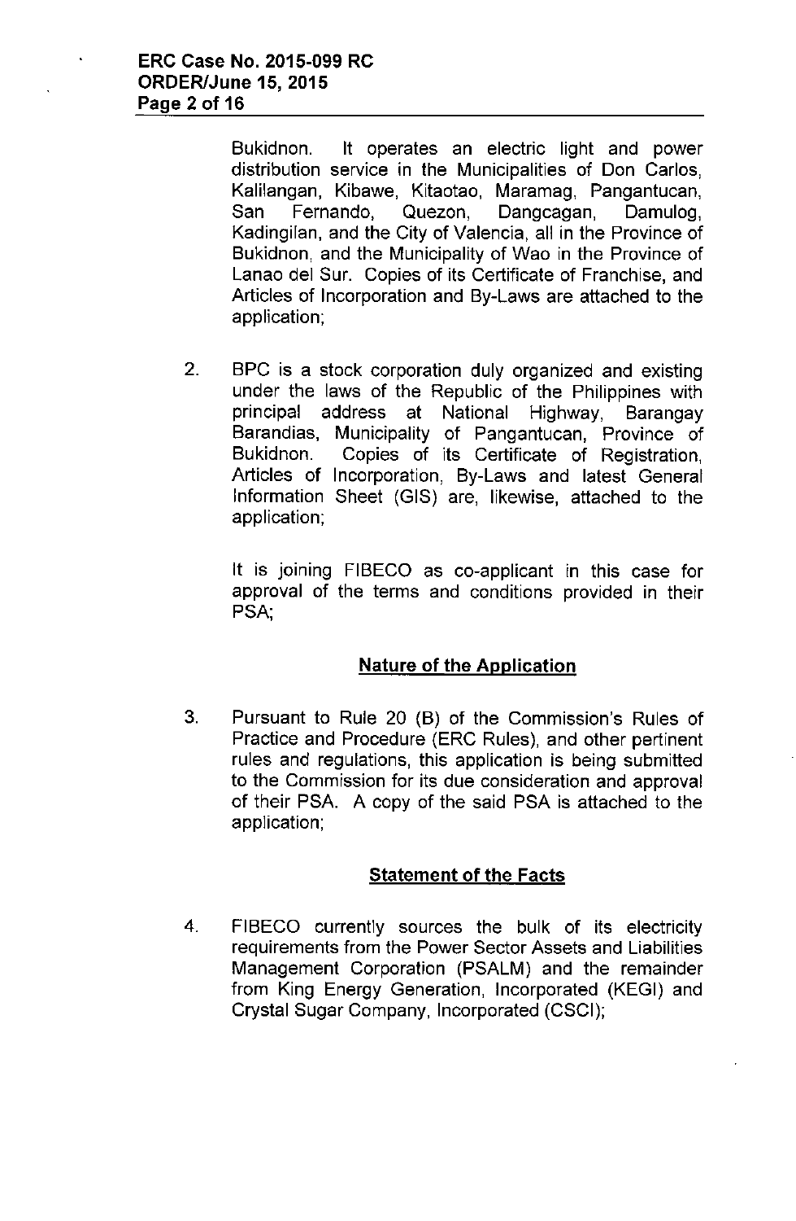Bukidnon. It operates an electric light and power distribution service in the Municipalities of Don Carlos, Kalilangan, Kibawe, Kitaotao, Maramag, Pangantucan, San Fernando, Quezon, Dangcagan, Damulog, Kadingilan, and the City of Valencia, all in the Province of Bukidnon, and the Municipality of Wao in the Province of Lanao del Sur. Copies of its Certificate of Franchise, and Articles of Incorporation and By-Laws are attached to the application;

2. BPC is a stock corporation duly organized and existing under the laws of the Republic of the Philippines with principal address at National Highway, Barangay Barandias, Municipality of Pangantucan, Province of Bukidnon. Copies of its Certificate of Registration, Articles of Incorporation, By-Laws and latest General Information Sheet (GIS) are, likewise, attached to the application;

   It is joining FIBECO as co-applicant in this case for approval of the terms and conditions provided in their PSA;

## Nature of the Application

3. Pursuant to Rule 20 (B) of the Commission's Rules of Practice and Procedure (ERC Rules), and other pertinent rules and regulations, this application is being submitted to the Commission for its due consideration and approval of their PSA. A copy of the said PSA is attached to the application;

## Statement of the Facts

4. FIBECO currently sources the bulk of its electricity requirements from the Power Sector Assets and Liabilities Management Corporation (PSALM) and the remainder from King Energy Generation, Incorporated (KEGI) and Crystal Sugar Company, Incorporated (CSCI);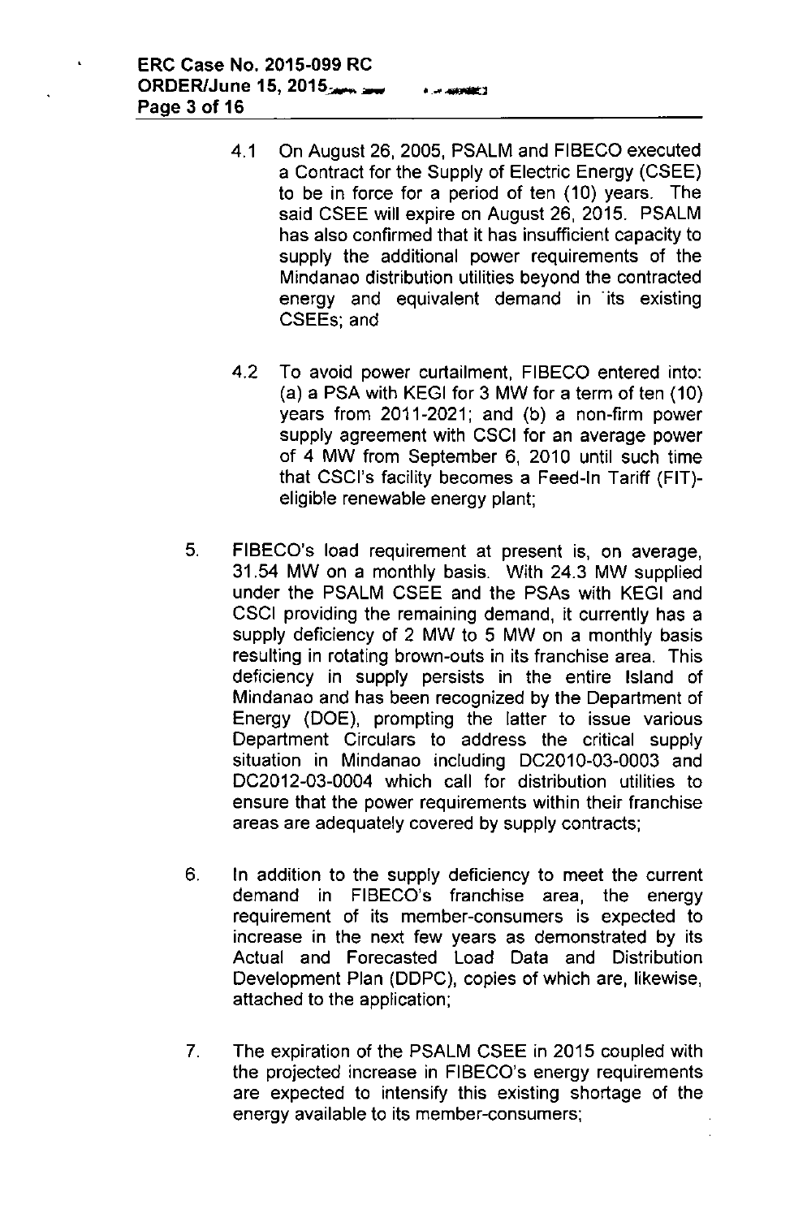4.1 On August 26, 2005, PSALM and FIBECO executed a Contract for the Supply of Electric Energy (CSEE) to be in force for a period of ten (10) years. The said CSEE will expire on August 26, 2015. PSALM has also confirmed that it has insufficient capacity to supply the additional power requirements of the Mindanao distribution utilities beyond the contracted energy and equivalent demand in its existing CSEEs; and

4.2 To avoid power curtailment, FIBECO entered into: (a) a PSA with KEGI for 3 MW for a term of ten (10) years from 2011-2021; and (b) a non-firm power supply agreement with CSCI for an average power of 4 MW from September 6, 2010 until such time that CSCI's facility becomes a Feed-In Tariff (FIT)-eligible renewable energy plant;

5. FIBECO's load requirement at present is, on average, 31.54 MW on a monthly basis. With 24.3 MW supplied under the PSALM CSEE and the PSAs with KEGI and CSCI providing the remaining demand, it currently has a supply deficiency of 2 MW to 5 MW on a monthly basis resulting in rotating brown-outs in its franchise area. This deficiency in supply persists in the entire Island of Mindanao and has been recognized by the Department of Energy (DOE), prompting the latter to issue various Department Circulars to address the critical supply situation in Mindanao including DC2010-03-0003 and DC2012-03-0004 which call for distribution utilities to ensure that the power requirements within their franchise areas are adequately covered by supply contracts;

6. In addition to the supply deficiency to meet the current demand in FIBECO's franchise area, the energy requirement of its member-consumers is expected to increase in the next few years as demonstrated by its Actual and Forecasted Load Data and Distribution Development Plan (DDPC), copies of which are, likewise, attached to the application;

7. The expiration of the PSALM CSEE in 2015 coupled with the projected increase in FIBECO's energy requirements are expected to intensify this existing shortage of the energy available to its member-consumers;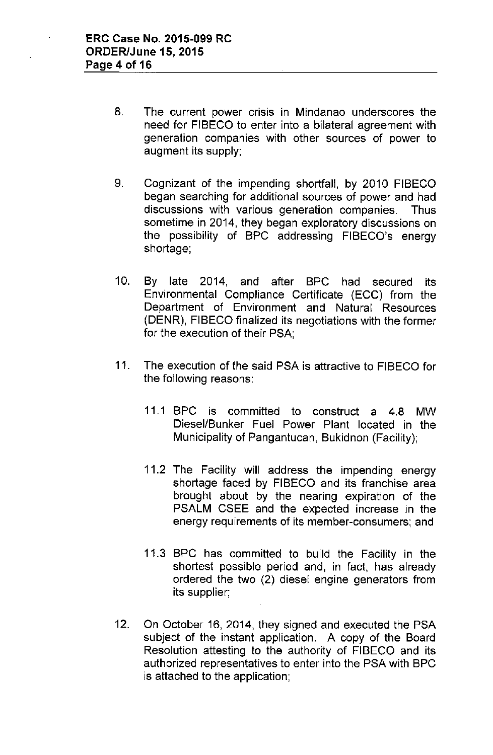8. The current power crisis in Mindanao underscores the need for FIBECO to enter into a bilateral agreement with generation companies with other sources of power to augment its supply;

9. Cognizant of the impending shortfall, by 2010 FIBECO began searching for additional sources of power and had discussions with various generation companies. Thus sometime in 2014, they began exploratory discussions on the possibility of BPC addressing FIBECO's energy shortage;

10. By late 2014, and after BPC had secured its Environmental Compliance Certificate (ECC) from the Department of Environment and Natural Resources (DENR), FIBECO finalized its negotiations with the former for the execution of their PSA;

11. The execution of the said PSA is attractive to FIBECO for the following reasons:

    11.1 BPC is committed to construct a 4.8 MW Diesel/Bunker Fuel Power Plant located in the Municipality of Pangantucan, Bukidnon (Facility);

    11.2 The Facility will address the impending energy shortage faced by FIBECO and its franchise area brought about by the nearing expiration of the PSALM CSEE and the expected increase in the energy requirements of its member-consumers; and

    11.3 BPC has committed to build the Facility in the shortest possible period and, in fact, has already ordered the two (2) diesel engine generators from its supplier;

12. On October 16, 2014, they signed and executed the PSA subject of the instant application. A copy of the Board Resolution attesting to the authority of FIBECO and its authorized representatives to enter into the PSA with BPC is attached to the application;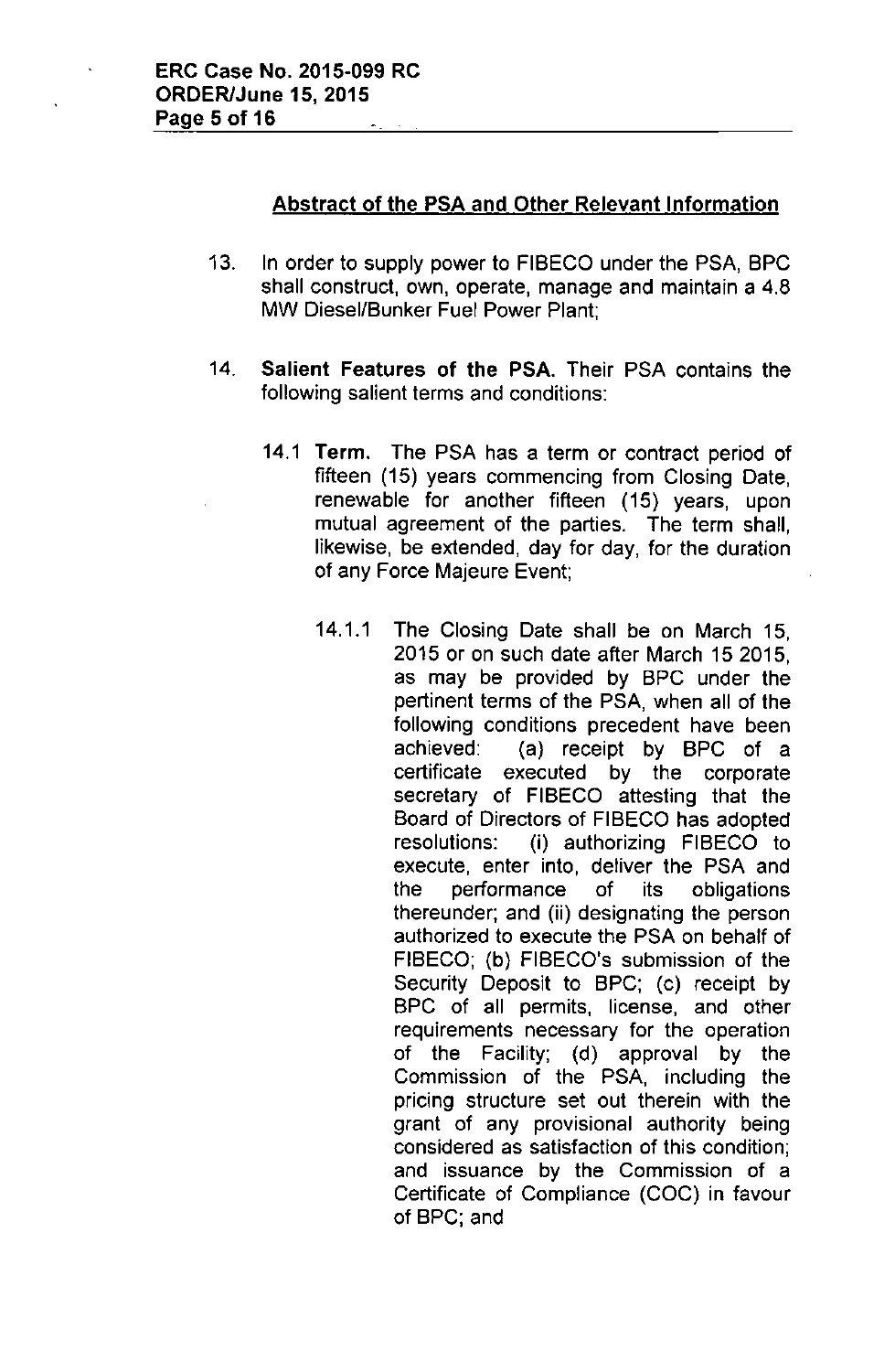## Abstract of the PSA and Other Relevant Information

13. In order to supply power to FIBECO under the PSA, BPC shall construct, own, operate, manage and maintain a 4.8 MW Diesel/Bunker Fuel Power Plant;

14. **Salient Features of the PSA.** Their PSA contains the following salient terms and conditions:

    14.1 **Term.** The PSA has a term or contract period of fifteen (15) years commencing from Closing Date, renewable for another fifteen (15) years, upon mutual agreement of the parties. The term shall, likewise, be extended, day for day, for the duration of any Force Majeure Event;

    14.1.1 The Closing Date shall be on March 15, 2015 or on such date after March 15 2015, as may be provided by BPC under the pertinent terms of the PSA, when all of the following conditions precedent have been achieved: (a) receipt by BPC of a certificate executed by the corporate secretary of FIBECO attesting that the Board of Directors of FIBECO has adopted resolutions: (i) authorizing FIBECO to execute, enter into, deliver the PSA and the performance of its obligations thereunder; and (ii) designating the person authorized to execute the PSA on behalf of FIBECO; (b) FIBECO's submission of the Security Deposit to BPC; (c) receipt by BPC of all permits, license, and other requirements necessary for the operation of the Facility; (d) approval by the Commission of the PSA, including the pricing structure set out therein with the grant of any provisional authority being considered as satisfaction of this condition; and issuance by the Commission of a Certificate of Compliance (COC) in favour of BPC; and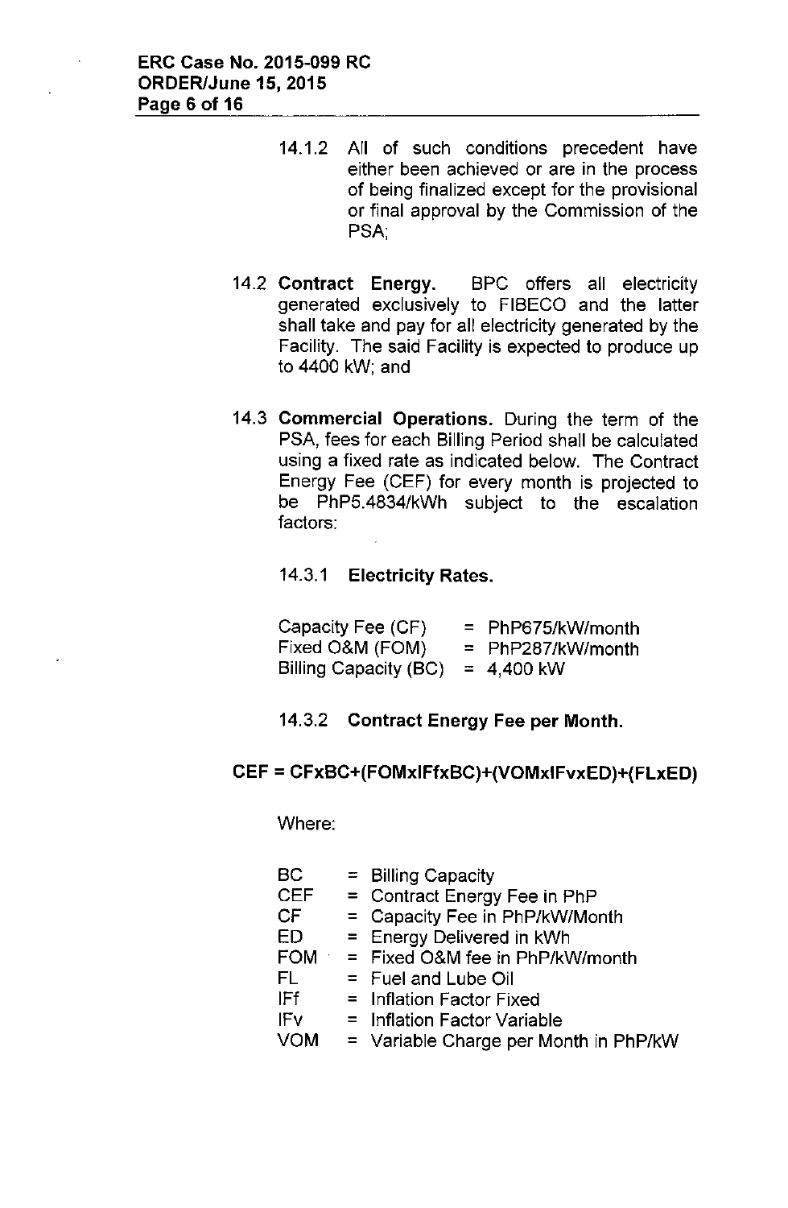14.1.2 All of such conditions precedent have either been achieved or are in the process of being finalized except for the provisional or final approval by the Commission of the PSA;

14.2 **Contract Energy.** BPC offers all electricity generated exclusively to FIBECO and the latter shall take and pay for all electricity generated by the Facility. The said Facility is expected to produce up to 4400 kW; and

14.3 **Commercial Operations.** During the term of the PSA, fees for each Billing Period shall be calculated using a fixed rate as indicated below. The Contract Energy Fee (CEF) for every month is projected to be PhP5.4834/kWh subject to the escalation factors:

14.3.1 **Electricity Rates.**

Capacity Fee (CF) = PhP675/kW/month
Fixed O&M (FOM) = PhP287/kW/month
Billing Capacity (BC) = 4,400 kW

14.3.2 **Contract Energy Fee per Month.**

**CEF = CFxBC+(FOMxIFfxBC)+(VOMxIFvxED)+(FLxED)**

Where:

BC = Billing Capacity
CEF = Contract Energy Fee in PhP
CF = Capacity Fee in PhP/kW/Month
ED = Energy Delivered in kWh
FOM = Fixed O&M fee in PhP/kW/month
FL = Fuel and Lube Oil
IFf = Inflation Factor Fixed
IFv = Inflation Factor Variable
VOM = Variable Charge per Month in PhP/kW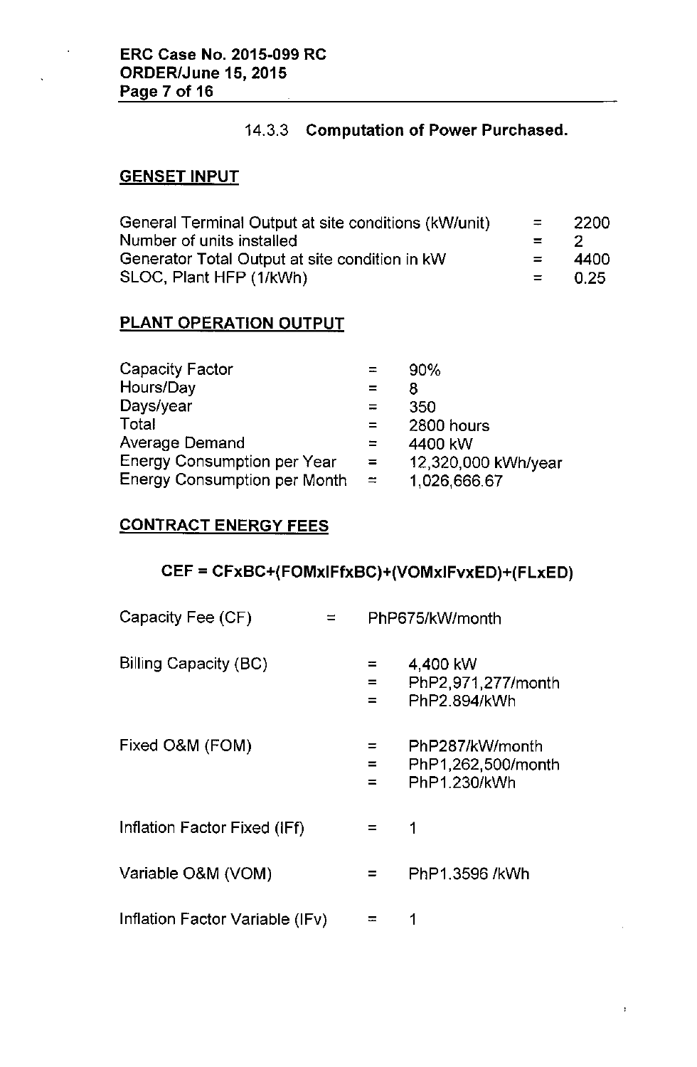### 14.3.3 Computation of Power Purchased.

**GENSET INPUT**

| | | |
|---|---|---|
| General Terminal Output at site conditions (kW/unit) | = | 2200 |
| Number of units installed | = | 2 |
| Generator Total Output at site condition in kW | = | 4400 |
| SLOC, Plant HFP (1/kWh) | = | 0.25 |

**PLANT OPERATION OUTPUT**

| | | |
|---|---|---|
| Capacity Factor | = | 90% |
| Hours/Day | = | 8 |
| Days/year | = | 350 |
| Total | = | 2800 hours |
| Average Demand | = | 4400 kW |
| Energy Consumption per Year | = | 12,320,000 kWh/year |
| Energy Consumption per Month | = | 1,026,666.67 |

**CONTRACT ENERGY FEES**

**CEF = CFxBC+(FOMxIFfxBC)+(VOMxIFvxED)+(FLxED)**

| | | |
|---|---|---|
| Capacity Fee (CF) | = | PhP675/kW/month |
| Billing Capacity (BC) | = | 4,400 kW |
| | = | PhP2,971,277/month |
| | = | PhP2.894/kWh |
| Fixed O&M (FOM) | = | PhP287/kW/month |
| | = | PhP1,262,500/month |
| | = | PhP1.230/kWh |
| Inflation Factor Fixed (IFf) | = | 1 |
| Variable O&M (VOM) | = | PhP1.3596 /kWh |
| Inflation Factor Variable (IFv) | = | 1 |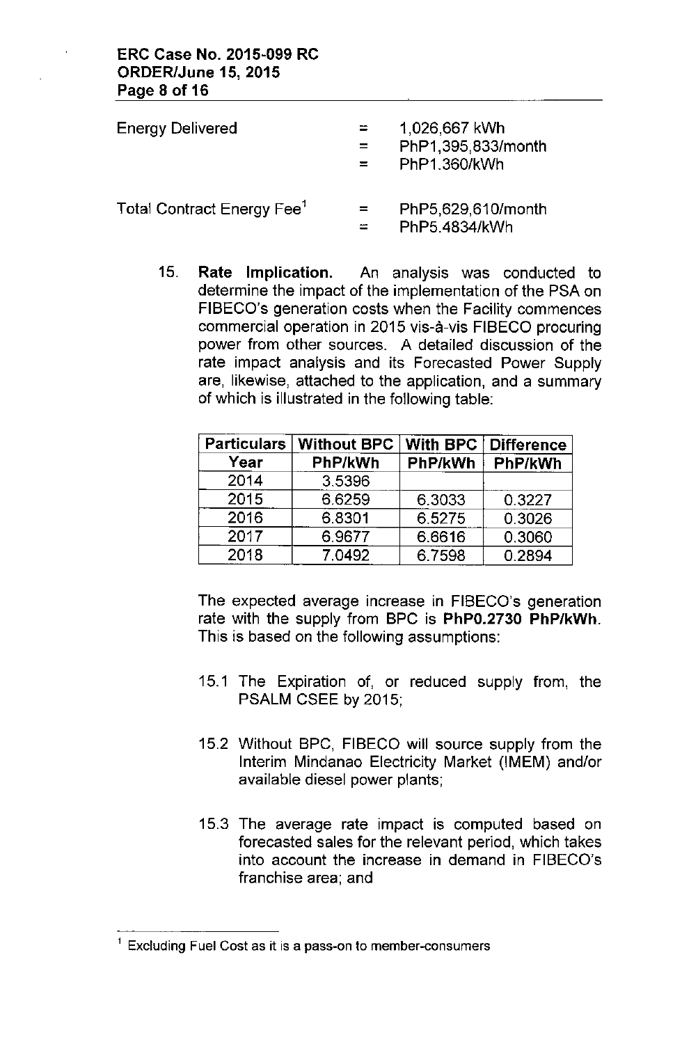| | | |
|---|---|---|
| Energy Delivered | = | 1,026,667 kWh |
| | = | PhP1,395,833/month |
| | = | PhP1.360/kWh |
| Total Contract Energy Fee[1] | = | PhP5,629,610/month |
| | = | PhP5.4834/kWh |

15. **Rate Implication.** An analysis was conducted to determine the impact of the implementation of the PSA on FIBECO's generation costs when the Facility commences commercial operation in 2015 vis-à-vis FIBECO procuring power from other sources. A detailed discussion of the rate impact analysis and its Forecasted Power Supply are, likewise, attached to the application, and a summary of which is illustrated in the following table:

| Particulars | Without BPC | With BPC | Difference |
|---|---|---|---|
| Year | PhP/kWh | PhP/kWh | PhP/kWh |
| 2014 | 3.5396 | | |
| 2015 | 6.6259 | 6.3033 | 0.3227 |
| 2016 | 6.8301 | 6.5275 | 0.3026 |
| 2017 | 6.9677 | 6.6616 | 0.3060 |
| 2018 | 7.0492 | 6.7598 | 0.2894 |

The expected average increase in FIBECO's generation rate with the supply from BPC is **PhP0.2730 PhP/kWh.** This is based on the following assumptions:

15.1 The Expiration of, or reduced supply from, the PSALM CSEE by 2015;

15.2 Without BPC, FIBECO will source supply from the Interim Mindanao Electricity Market (IMEM) and/or available diesel power plants;

15.3 The average rate impact is computed based on forecasted sales for the relevant period, which takes into account the increase in demand in FIBECO's franchise area; and

---

[1] Excluding Fuel Cost as it is a pass-on to member-consumers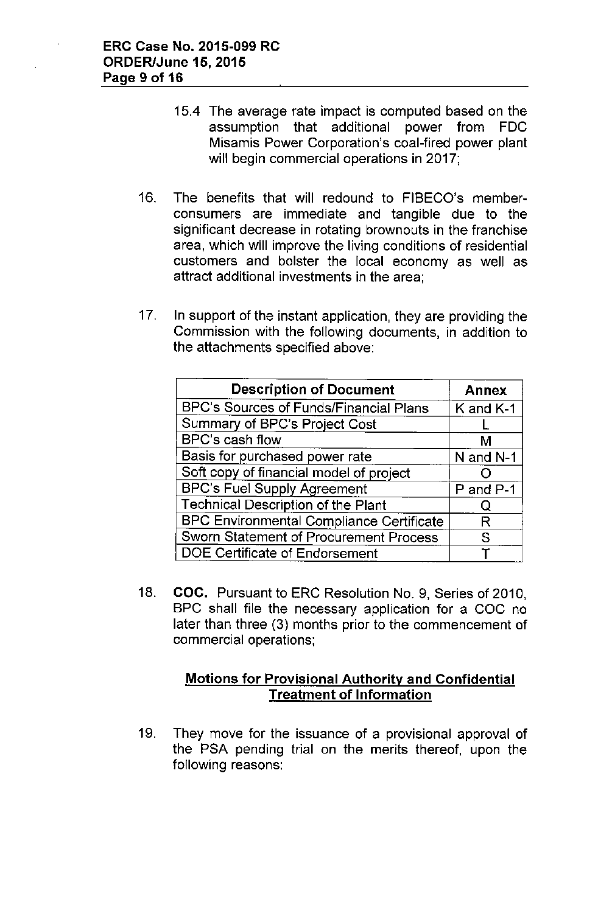15.4 The average rate impact is computed based on the assumption that additional power from FDC Misamis Power Corporation's coal-fired power plant will begin commercial operations in 2017;

16. The benefits that will redound to FIBECO's member-consumers are immediate and tangible due to the significant decrease in rotating brownouts in the franchise area, which will improve the living conditions of residential customers and bolster the local economy as well as attract additional investments in the area;

17. In support of the instant application, they are providing the Commission with the following documents, in addition to the attachments specified above:

| Description of Document | Annex |
|---|---|
| BPC's Sources of Funds/Financial Plans | K and K-1 |
| Summary of BPC's Project Cost | L |
| BPC's cash flow | M |
| Basis for purchased power rate | N and N-1 |
| Soft copy of financial model of project | O |
| BPC's Fuel Supply Agreement | P and P-1 |
| Technical Description of the Plant | Q |
| BPC Environmental Compliance Certificate | R |
| Sworn Statement of Procurement Process | S |
| DOE Certificate of Endorsement | T |

18. **COC.** Pursuant to ERC Resolution No. 9, Series of 2010, BPC shall file the necessary application for a COC no later than three (3) months prior to the commencement of commercial operations;

**Motions for Provisional Authority and Confidential Treatment of Information**

19. They move for the issuance of a provisional approval of the PSA pending trial on the merits thereof, upon the following reasons: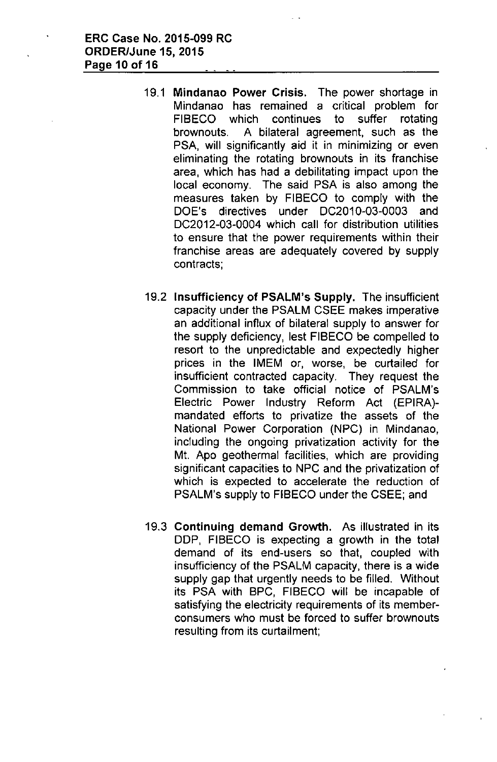19.1 **Mindanao Power Crisis.** The power shortage in Mindanao has remained a critical problem for FIBECO which continues to suffer rotating brownouts. A bilateral agreement, such as the PSA, will significantly aid it in minimizing or even eliminating the rotating brownouts in its franchise area, which has had a debilitating impact upon the local economy. The said PSA is also among the measures taken by FIBECO to comply with the DOE's directives under DC2010-03-0003 and DC2012-03-0004 which call for distribution utilities to ensure that the power requirements within their franchise areas are adequately covered by supply contracts;

19.2 **Insufficiency of PSALM's Supply.** The insufficient capacity under the PSALM CSEE makes imperative an additional influx of bilateral supply to answer for the supply deficiency, lest FIBECO be compelled to resort to the unpredictable and expectedly higher prices in the IMEM or, worse, be curtailed for insufficient contracted capacity. They request the Commission to take official notice of PSALM's Electric Power Industry Reform Act (EPIRA)-mandated efforts to privatize the assets of the National Power Corporation (NPC) in Mindanao, including the ongoing privatization activity for the Mt. Apo geothermal facilities, which are providing significant capacities to NPC and the privatization of which is expected to accelerate the reduction of PSALM's supply to FIBECO under the CSEE; and

19.3 **Continuing demand Growth.** As illustrated in its DDP, FIBECO is expecting a growth in the total demand of its end-users so that, coupled with insufficiency of the PSALM capacity, there is a wide supply gap that urgently needs to be filled. Without its PSA with BPC, FIBECO will be incapable of satisfying the electricity requirements of its member-consumers who must be forced to suffer brownouts resulting from its curtailment;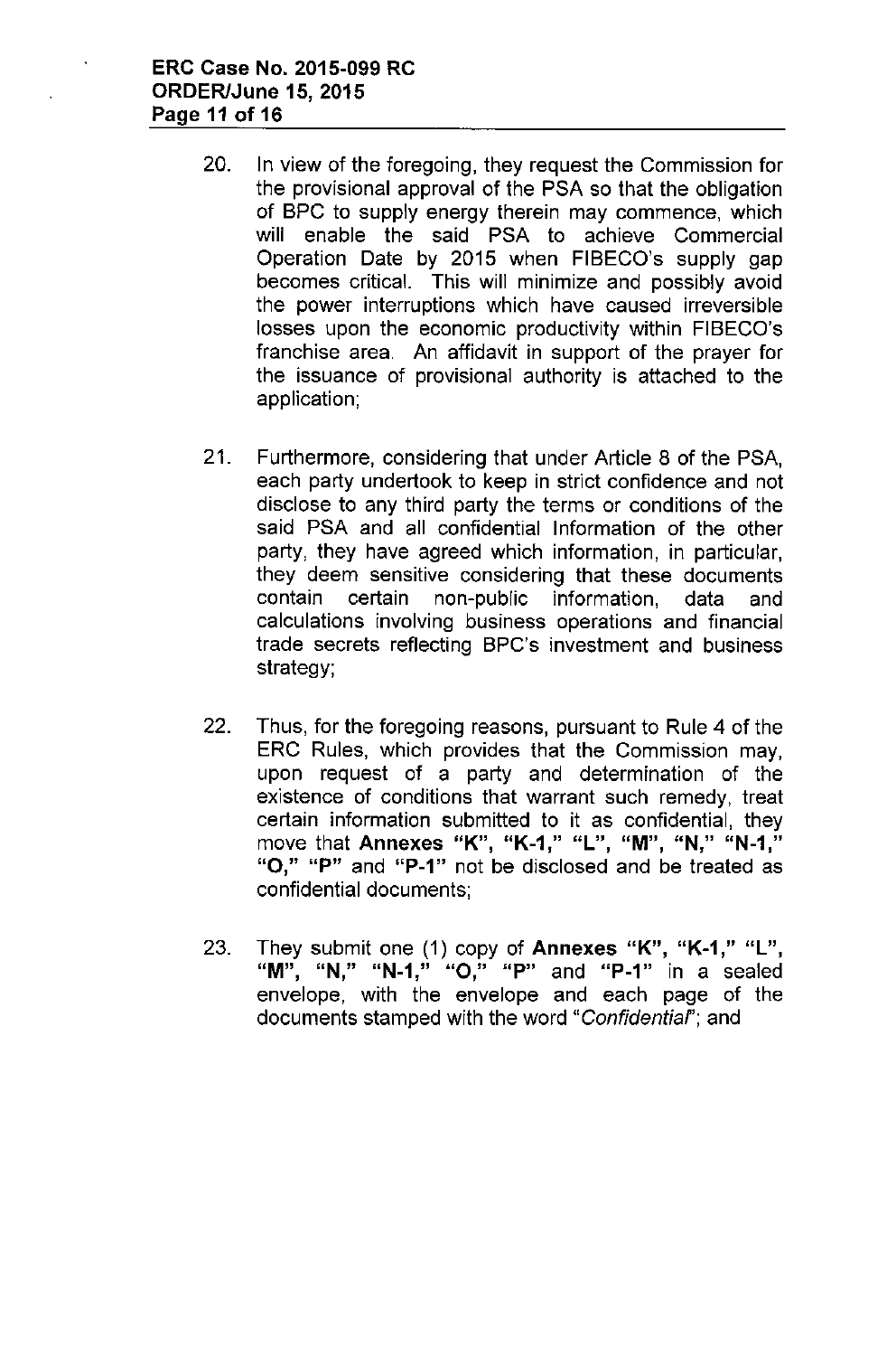20. In view of the foregoing, they request the Commission for the provisional approval of the PSA so that the obligation of BPC to supply energy therein may commence, which will enable the said PSA to achieve Commercial Operation Date by 2015 when FIBECO's supply gap becomes critical. This will minimize and possibly avoid the power interruptions which have caused irreversible losses upon the economic productivity within FIBECO's franchise area. An affidavit in support of the prayer for the issuance of provisional authority is attached to the application;

21. Furthermore, considering that under Article 8 of the PSA, each party undertook to keep in strict confidence and not disclose to any third party the terms or conditions of the said PSA and all confidential Information of the other party, they have agreed which information, in particular, they deem sensitive considering that these documents contain certain non-public information, data and calculations involving business operations and financial trade secrets reflecting BPC's investment and business strategy;

22. Thus, for the foregoing reasons, pursuant to Rule 4 of the ERC Rules, which provides that the Commission may, upon request of a party and determination of the existence of conditions that warrant such remedy, treat certain information submitted to it as confidential, they move that **Annexes "K", "K-1," "L", "M", "N," "N-1," "O," "P"** and **"P-1"** not be disclosed and be treated as confidential documents;

23. They submit one (1) copy of **Annexes "K", "K-1," "L", "M", "N," "N-1," "O," "P"** and **"P-1"** in a sealed envelope, with the envelope and each page of the documents stamped with the word "*Confidential*"; and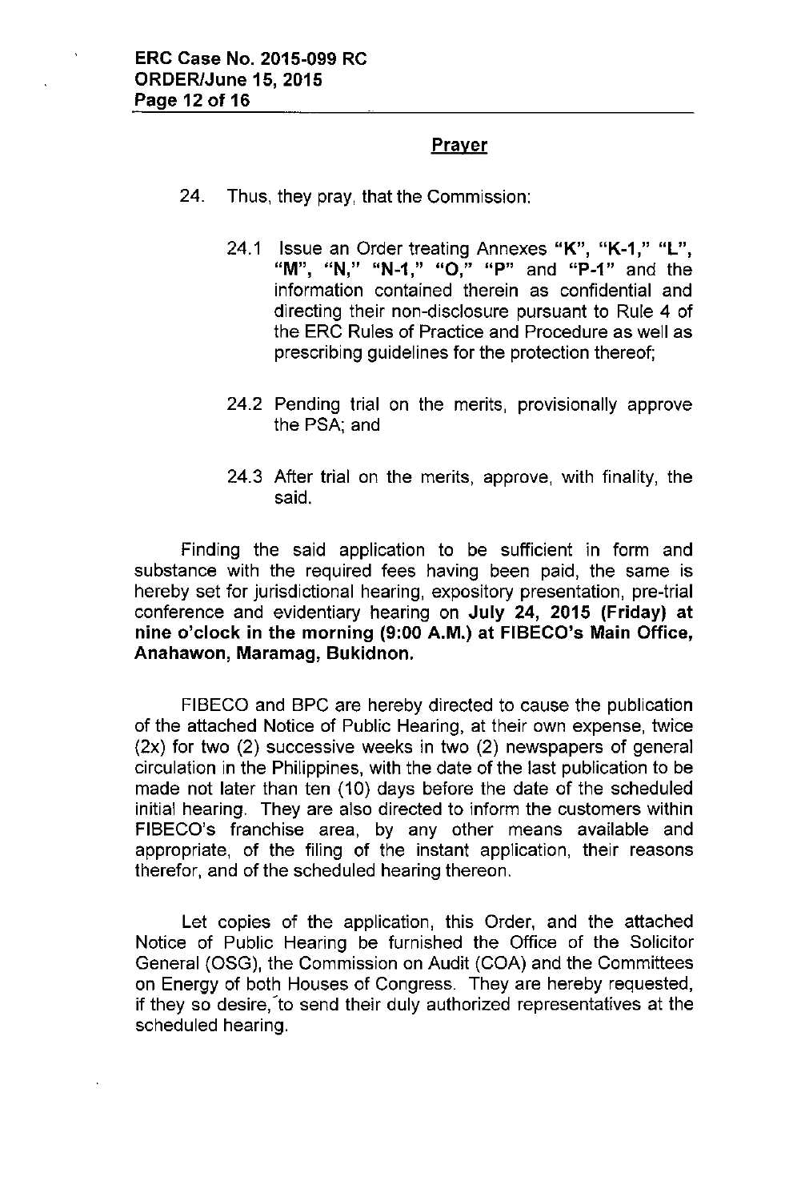## Prayer

24. Thus, they pray, that the Commission:

   24.1 Issue an Order treating Annexes **"K"**, **"K-1,"** **"L"**, **"M"**, **"N,"** **"N-1,"** **"O,"** **"P"** and **"P-1"** and the information contained therein as confidential and directing their non-disclosure pursuant to Rule 4 of the ERC Rules of Practice and Procedure as well as prescribing guidelines for the protection thereof;

   24.2 Pending trial on the merits, provisionally approve the PSA; and

   24.3 After trial on the merits, approve, with finality, the said.

Finding the said application to be sufficient in form and substance with the required fees having been paid, the same is hereby set for jurisdictional hearing, expository presentation, pre-trial conference and evidentiary hearing on **July 24, 2015 (Friday) at nine o'clock in the morning (9:00 A.M.) at FIBECO's Main Office, Anahawon, Maramag, Bukidnon.**

FIBECO and BPC are hereby directed to cause the publication of the attached Notice of Public Hearing, at their own expense, twice (2x) for two (2) successive weeks in two (2) newspapers of general circulation in the Philippines, with the date of the last publication to be made not later than ten (10) days before the date of the scheduled initial hearing. They are also directed to inform the customers within FIBECO's franchise area, by any other means available and appropriate, of the filing of the instant application, their reasons therefor, and of the scheduled hearing thereon.

Let copies of the application, this Order, and the attached Notice of Public Hearing be furnished the Office of the Solicitor General (OSG), the Commission on Audit (COA) and the Committees on Energy of both Houses of Congress. They are hereby requested, if they so desire, to send their duly authorized representatives at the scheduled hearing.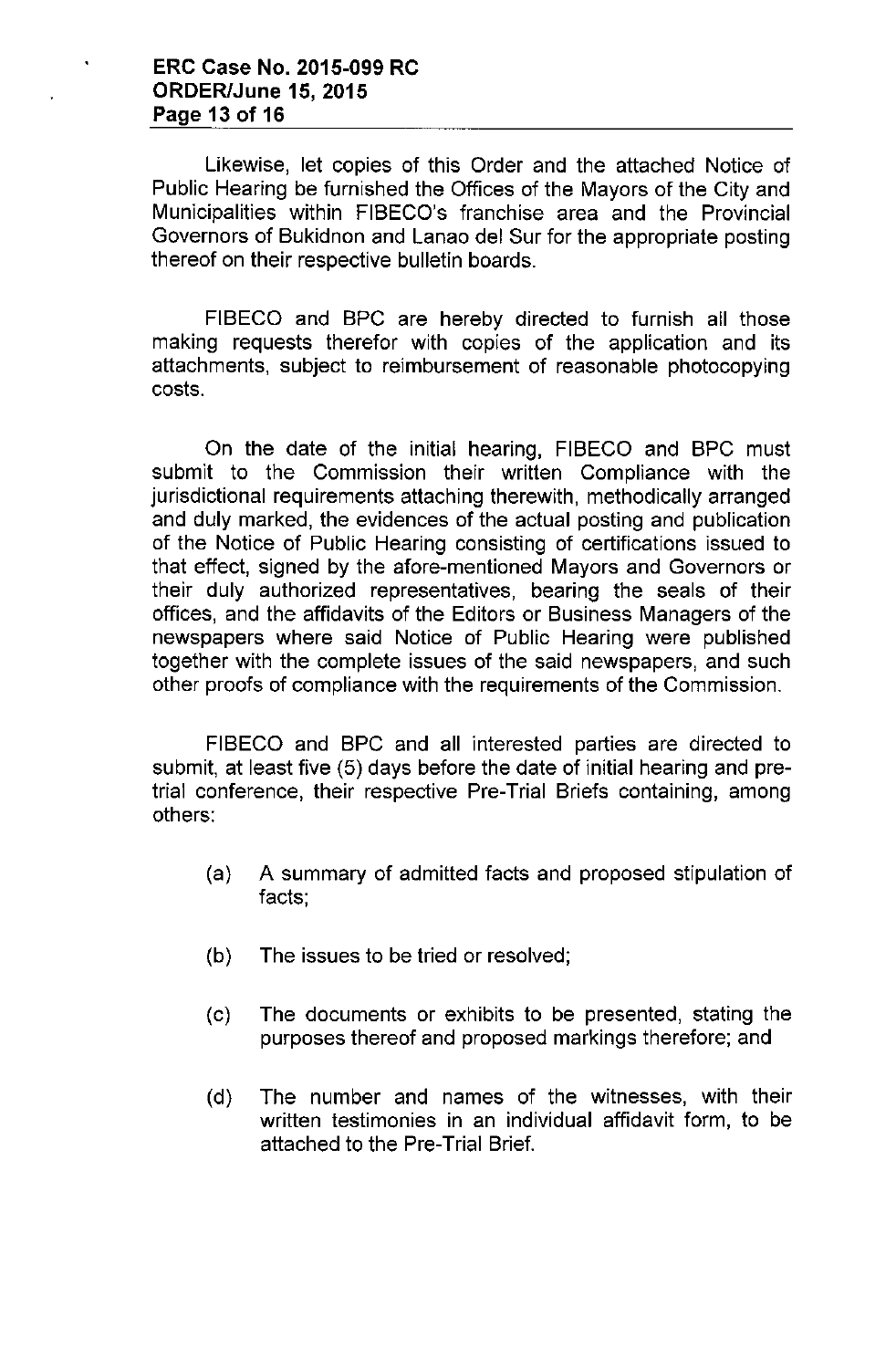Likewise, let copies of this Order and the attached Notice of Public Hearing be furnished the Offices of the Mayors of the City and Municipalities within FIBECO's franchise area and the Provincial Governors of Bukidnon and Lanao del Sur for the appropriate posting thereof on their respective bulletin boards.

FIBECO and BPC are hereby directed to furnish all those making requests therefor with copies of the application and its attachments, subject to reimbursement of reasonable photocopying costs.

On the date of the initial hearing, FIBECO and BPC must submit to the Commission their written Compliance with the jurisdictional requirements attaching therewith, methodically arranged and duly marked, the evidences of the actual posting and publication of the Notice of Public Hearing consisting of certifications issued to that effect, signed by the afore-mentioned Mayors and Governors or their duly authorized representatives, bearing the seals of their offices, and the affidavits of the Editors or Business Managers of the newspapers where said Notice of Public Hearing were published together with the complete issues of the said newspapers, and such other proofs of compliance with the requirements of the Commission.

FIBECO and BPC and all interested parties are directed to submit, at least five (5) days before the date of initial hearing and pre-trial conference, their respective Pre-Trial Briefs containing, among others:

(a) A summary of admitted facts and proposed stipulation of facts;

(b) The issues to be tried or resolved;

(c) The documents or exhibits to be presented, stating the purposes thereof and proposed markings therefore; and

(d) The number and names of the witnesses, with their written testimonies in an individual affidavit form, to be attached to the Pre-Trial Brief.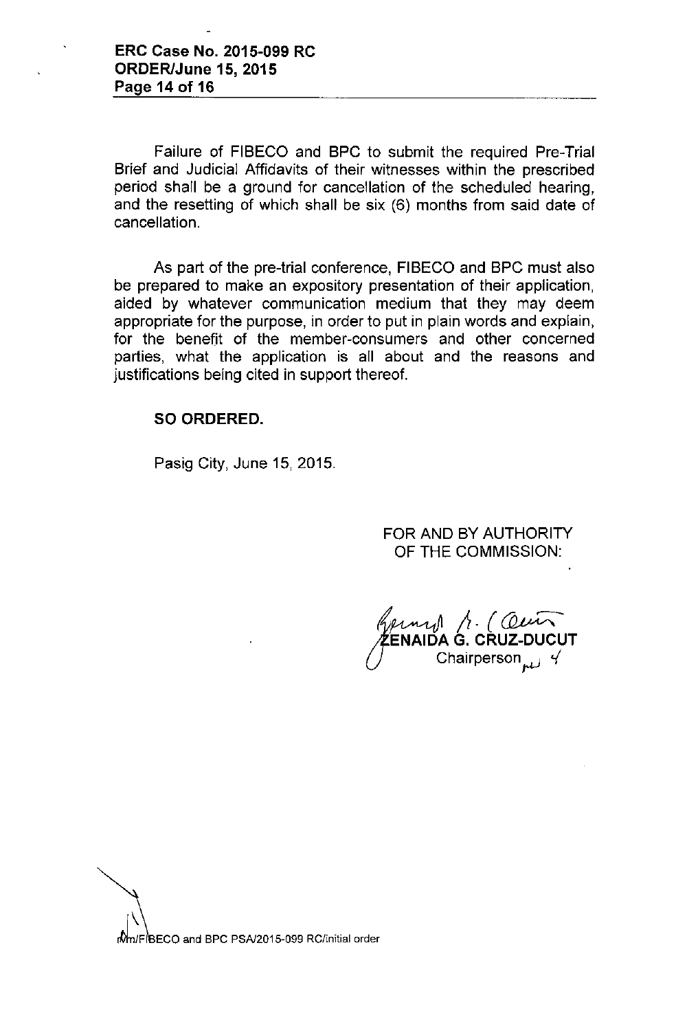Failure of FIBECO and BPC to submit the required Pre-Trial Brief and Judicial Affidavits of their witnesses within the prescribed period shall be a ground for cancellation of the scheduled hearing, and the resetting of which shall be six (6) months from said date of cancellation.

As part of the pre-trial conference, FIBECO and BPC must also be prepared to make an expository presentation of their application, aided by whatever communication medium that they may deem appropriate for the purpose, in order to put in plain words and explain, for the benefit of the member-consumers and other concerned parties, what the application is all about and the reasons and justifications being cited in support thereof.

**SO ORDERED.**

Pasig City, June 15, 2015.

FOR AND BY AUTHORITY
OF THE COMMISSION:

**ZENAIDA G. CRUZ-DUCUT**
Chairperson

rvm/FIBECO and BPC PSA/2015-099 RC/initial order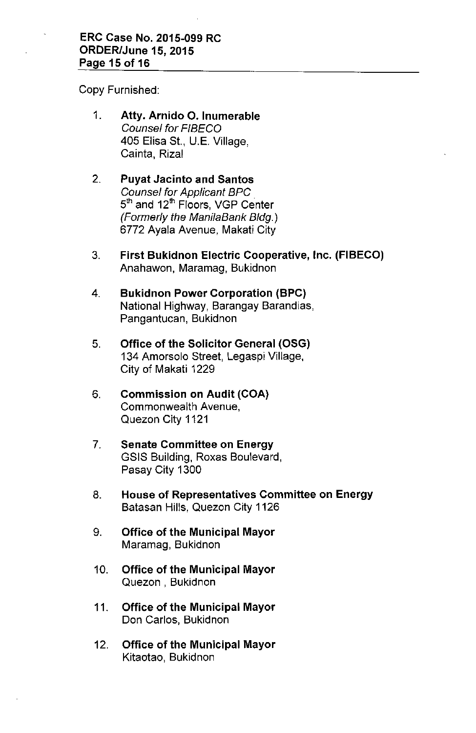Copy Furnished:

1. **Atty. Arnido O. Inumerable**
   *Counsel for FIBECO*
   405 Elisa St., U.E. Village,
   Cainta, Rizal

2. **Puyat Jacinto and Santos**
   *Counsel for Applicant BPC*
   5th and 12th Floors, VGP Center
   *(Formerly the ManilaBank Bldg.)*
   6772 Ayala Avenue, Makati City

3. **First Bukidnon Electric Cooperative, Inc. (FIBECO)**
   Anahawon, Maramag, Bukidnon

4. **Bukidnon Power Corporation (BPC)**
   National Highway, Barangay Barandias,
   Pangantucan, Bukidnon

5. **Office of the Solicitor General (OSG)**
   134 Amorsolo Street, Legaspi Village,
   City of Makati 1229

6. **Commission on Audit (COA)**
   Commonwealth Avenue,
   Quezon City 1121

7. **Senate Committee on Energy**
   GSIS Building, Roxas Boulevard,
   Pasay City 1300

8. **House of Representatives Committee on Energy**
   Batasan Hills, Quezon City 1126

9. **Office of the Municipal Mayor**
   Maramag, Bukidnon

10. **Office of the Municipal Mayor**
    Quezon , Bukidnon

11. **Office of the Municipal Mayor**
    Don Carlos, Bukidnon

12. **Office of the Municipal Mayor**
    Kitaotao, Bukidnon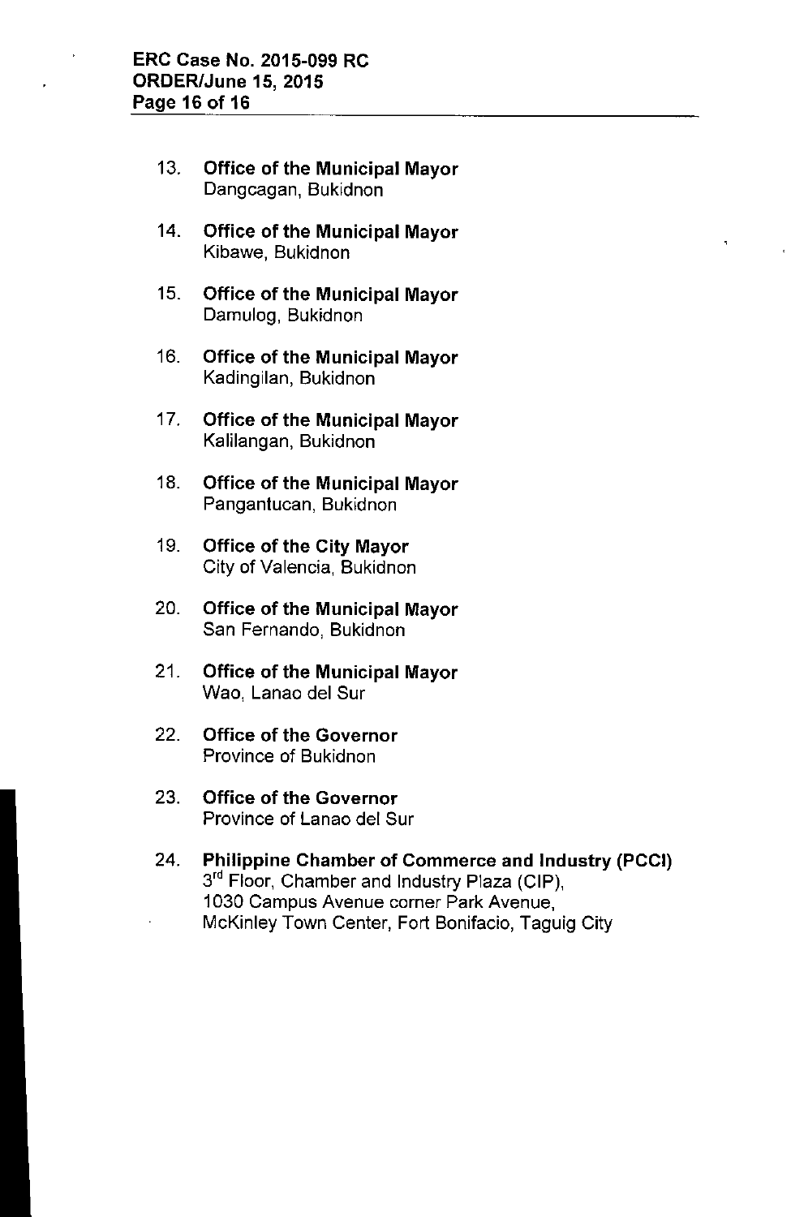13. **Office of the Municipal Mayor**
    Dangcagan, Bukidnon

14. **Office of the Municipal Mayor**
    Kibawe, Bukidnon

15. **Office of the Municipal Mayor**
    Damulog, Bukidnon

16. **Office of the Municipal Mayor**
    Kadingilan, Bukidnon

17. **Office of the Municipal Mayor**
    Kalilangan, Bukidnon

18. **Office of the Municipal Mayor**
    Pangantucan, Bukidnon

19. **Office of the City Mayor**
    City of Valencia, Bukidnon

20. **Office of the Municipal Mayor**
    San Fernando, Bukidnon

21. **Office of the Municipal Mayor**
    Wao, Lanao del Sur

22. **Office of the Governor**
    Province of Bukidnon

23. **Office of the Governor**
    Province of Lanao del Sur

24. **Philippine Chamber of Commerce and Industry (PCCI)**
    3rd Floor, Chamber and Industry Plaza (CIP),
    1030 Campus Avenue corner Park Avenue,
    McKinley Town Center, Fort Bonifacio, Taguig City